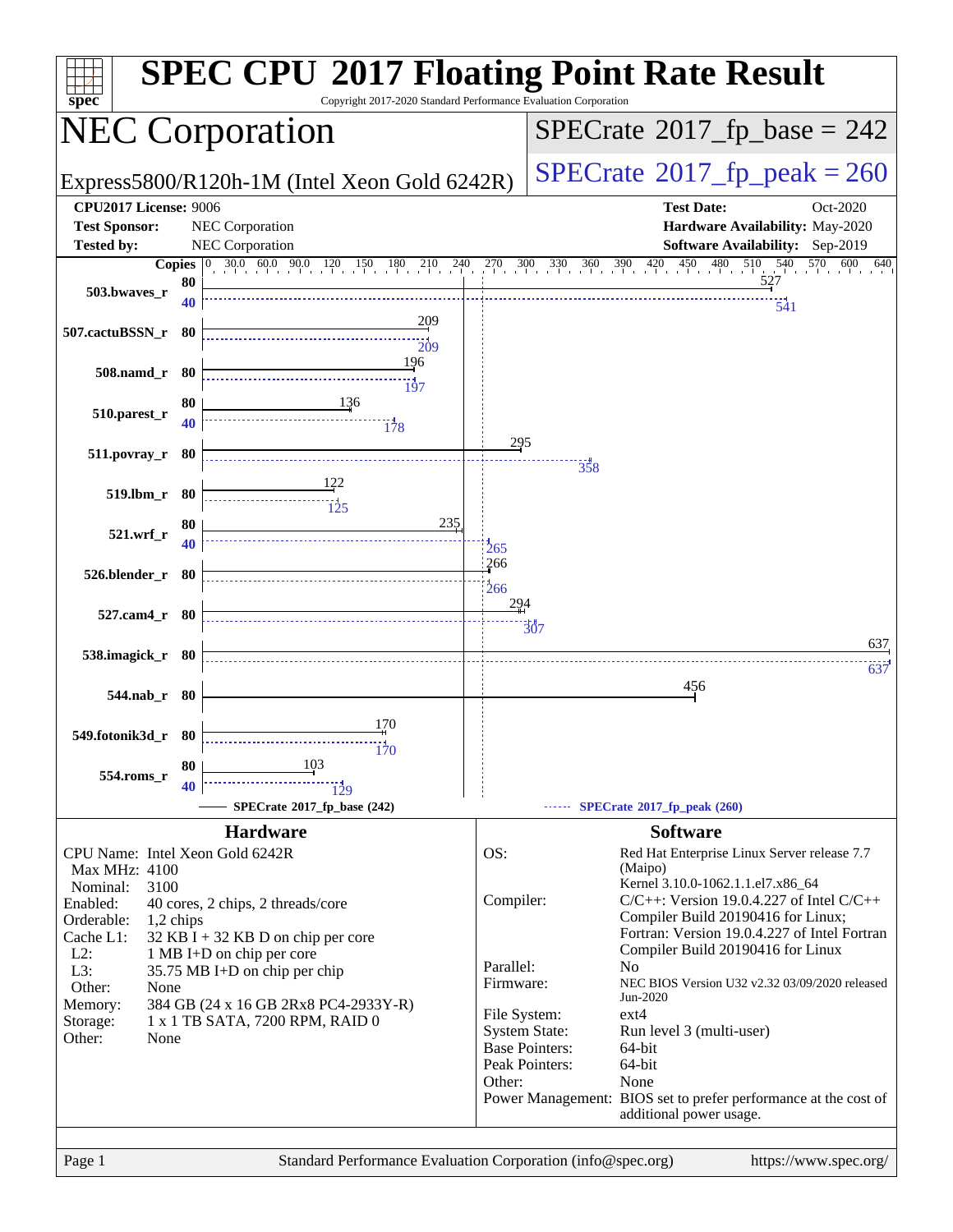# SPEC CPU 2017 Floating Point Rate Result

Copyright 2017-2020 Standard Performance Evaluation Corporation

## NEC Corporation

Express5800/R120h-1M (Intel Xeon Gold 6242R)

**SPECrate 2017_fp_base = 242**

**SPECrate 2017_fp_peak = 260**

| | | | |
|---|---|---|---|
| **CPU2017 License:** | 9006 | **Test Date:** | Oct-2020 |
| **Test Sponsor:** | NEC Corporation | **Hardware Availability:** | May-2020 |
| **Tested by:** | NEC Corporation | **Software Availability:** | Sep-2019 |

| Benchmark | Copies (base) | Base | Copies (peak) | Peak |
|---|---|---|---|---|
| 503.bwaves_r | 80 | 527 | 40 | 541 |
| 507.cactuBSSN_r | 80 | 209 | 80 | 209 |
| 508.namd_r | 80 | 196 | 80 | 197 |
| 510.parest_r | 80 | 136 | 40 | 178 |
| 511.povray_r | 80 | 295 | 80 | 358 |
| 519.lbm_r | 80 | 122 | 80 | 125 |
| 521.wrf_r | 80 | 235 | 40 | 265 |
| 526.blender_r | 80 | 266 | 80 | 266 |
| 527.cam4_r | 80 | 294 | 80 | 307 |
| 538.imagick_r | 80 | 637 | 80 | 637 |
| 544.nab_r | 80 | 456 | | |
| 549.fotonik3d_r | 80 | 170 | 80 | 170 |
| 554.roms_r | 80 | 103 | 40 | 129 |

SPECrate 2017_fp_base (242) — SPECrate 2017_fp_peak (260)

### Hardware

| | |
|---|---|
| CPU Name: | Intel Xeon Gold 6242R |
| Max MHz: | 4100 |
| Nominal: | 3100 |
| Enabled: | 40 cores, 2 chips, 2 threads/core |
| Orderable: | 1,2 chips |
| Cache L1: | 32 KB I + 32 KB D on chip per core |
| L2: | 1 MB I+D on chip per core |
| L3: | 35.75 MB I+D on chip per chip |
| Other: | None |
| Memory: | 384 GB (24 x 16 GB 2Rx8 PC4-2933Y-R) |
| Storage: | 1 x 1 TB SATA, 7200 RPM, RAID 0 |
| Other: | None |

### Software

| | |
|---|---|
| OS: | Red Hat Enterprise Linux Server release 7.7 (Maipo) Kernel 3.10.0-1062.1.1.el7.x86_64 |
| Compiler: | C/C++: Version 19.0.4.227 of Intel C/C++ Compiler Build 20190416 for Linux; Fortran: Version 19.0.4.227 of Intel Fortran Compiler Build 20190416 for Linux |
| Parallel: | No |
| Firmware: | NEC BIOS Version U32 v2.32 03/09/2020 released Jun-2020 |
| File System: | ext4 |
| System State: | Run level 3 (multi-user) |
| Base Pointers: | 64-bit |
| Peak Pointers: | 64-bit |
| Other: | None |
| Power Management: | BIOS set to prefer performance at the cost of additional power usage. |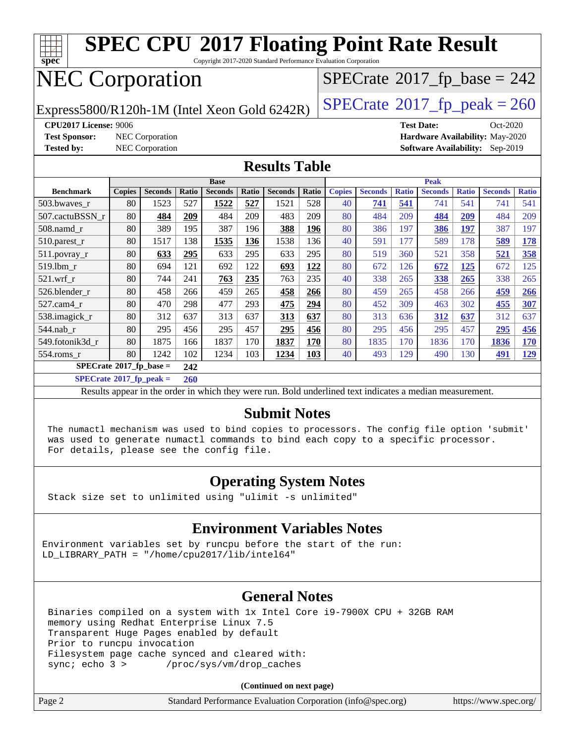# SPEC CPU 2017 Floating Point Rate Result

Copyright 2017-2020 Standard Performance Evaluation Corporation

# NEC Corporation

Express5800/R120h-1M (Intel Xeon Gold 6242R)

SPECrate 2017_fp_base = 242

SPECrate 2017_fp_peak = 260

**CPU2017 License:** 9006
**Test Sponsor:** NEC Corporation
**Tested by:** NEC Corporation

**Test Date:** Oct-2020
**Hardware Availability:** May-2020
**Software Availability:** Sep-2019

## Results Table

| Benchmark | Base | | | | | | | Peak | | | | | | |
|---|---|---|---|---|---|---|---|---|---|---|---|---|---|---|
| | Copies | Seconds | Ratio | Seconds | Ratio | Seconds | Ratio | Copies | Seconds | Ratio | Seconds | Ratio | Seconds | Ratio |
| 503.bwaves_r | 80 | 1523 | 527 | **1522** | **527** | 1521 | 528 | 40 | **741** | **541** | 741 | 541 | 741 | 541 |
| 507.cactuBSSN_r | 80 | **484** | **209** | 484 | 209 | 483 | 209 | 80 | 484 | 209 | **484** | **209** | 484 | 209 |
| 508.namd_r | 80 | 389 | 195 | 387 | 196 | **388** | **196** | 80 | 386 | 197 | **386** | **197** | 387 | 197 |
| 510.parest_r | 80 | 1517 | 138 | **1535** | **136** | 1538 | 136 | 40 | 591 | 177 | 589 | 178 | **589** | **178** |
| 511.povray_r | 80 | **633** | **295** | 633 | 295 | 633 | 295 | 80 | 519 | 360 | 521 | 358 | **521** | **358** |
| 519.lbm_r | 80 | 694 | 121 | 692 | 122 | **693** | **122** | 80 | 672 | 126 | **672** | **125** | 672 | 125 |
| 521.wrf_r | 80 | 744 | 241 | **763** | **235** | 763 | 235 | 40 | 338 | 265 | **338** | **265** | 338 | 265 |
| 526.blender_r | 80 | 458 | 266 | 459 | 265 | **458** | **266** | 80 | 459 | 265 | 458 | 266 | **459** | **266** |
| 527.cam4_r | 80 | 470 | 298 | 477 | 293 | **475** | **294** | 80 | 452 | 309 | 463 | 302 | **455** | **307** |
| 538.imagick_r | 80 | 312 | 637 | 313 | 637 | **313** | **637** | 80 | 313 | 636 | **312** | **637** | 312 | 637 |
| 544.nab_r | 80 | 295 | 456 | 295 | 457 | **295** | **456** | 80 | 295 | 456 | 295 | 457 | **295** | **456** |
| 549.fotonik3d_r | 80 | 1875 | 166 | 1837 | 170 | **1837** | **170** | 80 | 1835 | 170 | 1836 | 170 | **1836** | **170** |
| 554.roms_r | 80 | 1242 | 102 | 1234 | 103 | **1234** | **103** | 40 | 493 | 129 | 490 | 130 | **491** | **129** |

**SPECrate 2017_fp_base = 242**

**SPECrate 2017_fp_peak = 260**

Results appear in the order in which they were run. Bold underlined text indicates a median measurement.

## Submit Notes

```
The numactl mechanism was used to bind copies to processors. The config file option 'submit'
was used to generate numactl commands to bind each copy to a specific processor.
For details, please see the config file.
```

## Operating System Notes

```
Stack size set to unlimited using "ulimit -s unlimited"
```

## Environment Variables Notes

```
Environment variables set by runcpu before the start of the run:
LD_LIBRARY_PATH = "/home/cpu2017/lib/intel64"
```

## General Notes

```
Binaries compiled on a system with 1x Intel Core i9-7900X CPU + 32GB RAM
memory using Redhat Enterprise Linux 7.5
Transparent Huge Pages enabled by default
Prior to runcpu invocation
Filesystem page cache synced and cleared with:
sync; echo 3 >       /proc/sys/vm/drop_caches
```

**(Continued on next page)**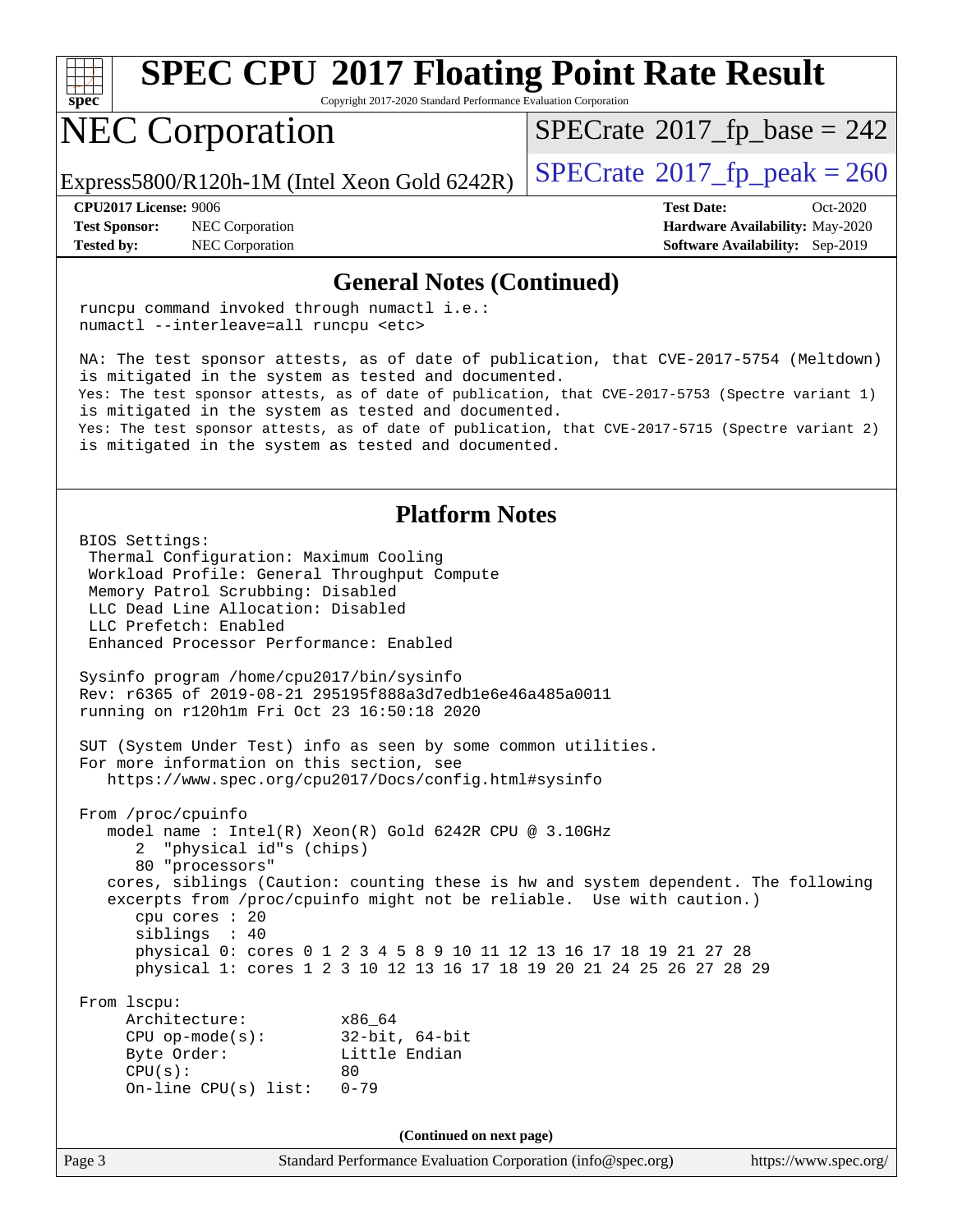## General Notes (Continued)

```
runcpu command invoked through numactl i.e.:
numactl --interleave=all runcpu <etc>

NA: The test sponsor attests, as of date of publication, that CVE-2017-5754 (Meltdown)
is mitigated in the system as tested and documented.
Yes: The test sponsor attests, as of date of publication, that CVE-2017-5753 (Spectre variant 1)
is mitigated in the system as tested and documented.
Yes: The test sponsor attests, as of date of publication, that CVE-2017-5715 (Spectre variant 2)
is mitigated in the system as tested and documented.
```

## Platform Notes

```
BIOS Settings:
 Thermal Configuration: Maximum Cooling
 Workload Profile: General Throughput Compute
 Memory Patrol Scrubbing: Disabled
 LLC Dead Line Allocation: Disabled
 LLC Prefetch: Enabled
 Enhanced Processor Performance: Enabled

Sysinfo program /home/cpu2017/bin/sysinfo
Rev: r6365 of 2019-08-21 295195f888a3d7edb1e6e46a485a0011
running on r120h1m Fri Oct 23 16:50:18 2020

SUT (System Under Test) info as seen by some common utilities.
For more information on this section, see
   https://www.spec.org/cpu2017/Docs/config.html#sysinfo

From /proc/cpuinfo
   model name : Intel(R) Xeon(R) Gold 6242R CPU @ 3.10GHz
      2  "physical id"s (chips)
      80 "processors"
   cores, siblings (Caution: counting these is hw and system dependent. The following
   excerpts from /proc/cpuinfo might not be reliable.  Use with caution.)
      cpu cores : 20
      siblings  : 40
      physical 0: cores 0 1 2 3 4 5 8 9 10 11 12 13 16 17 18 19 21 27 28
      physical 1: cores 1 2 3 10 12 13 16 17 18 19 20 21 24 25 26 27 28 29

From lscpu:
     Architecture:          x86_64
     CPU op-mode(s):        32-bit, 64-bit
     Byte Order:            Little Endian
     CPU(s):                80
     On-line CPU(s) list:   0-79
```

(Continued on next page)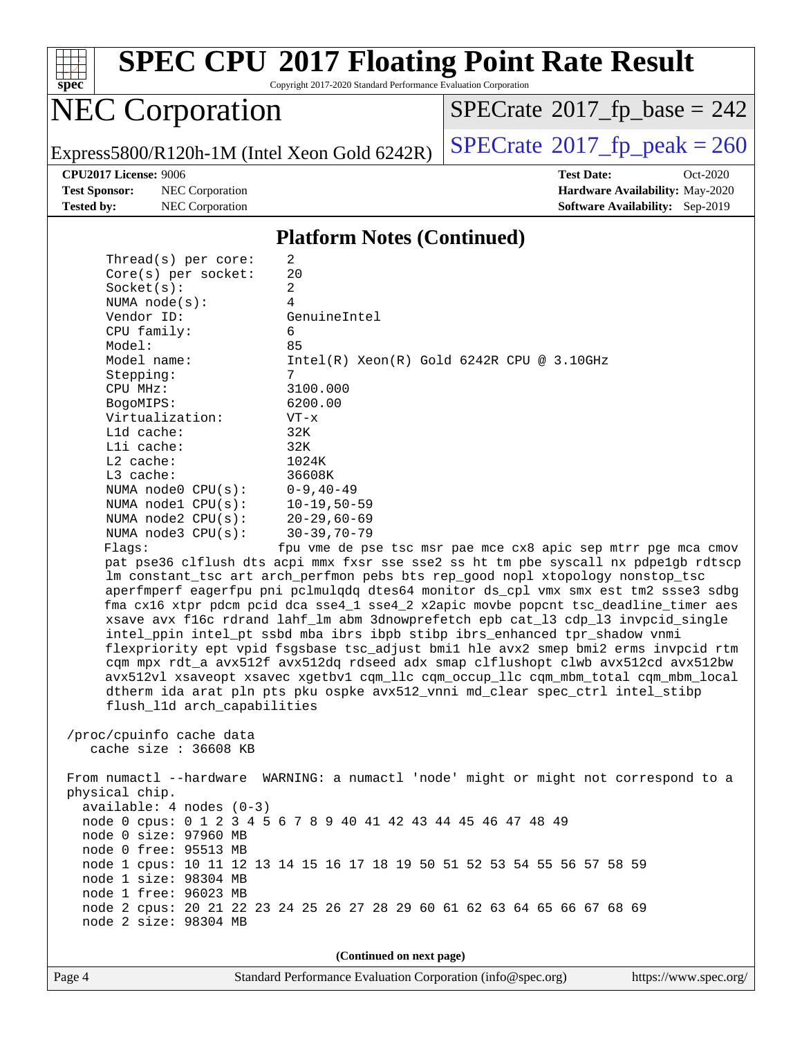# SPEC CPU 2017 Floating Point Rate Result

Copyright 2017-2020 Standard Performance Evaluation Corporation

## NEC Corporation

Express5800/R120h-1M (Intel Xeon Gold 6242R)

SPECrate 2017_fp_base = 242

SPECrate 2017_fp_peak = 260

**CPU2017 License:** 9006
**Test Sponsor:** NEC Corporation
**Tested by:** NEC Corporation

**Test Date:** Oct-2020
**Hardware Availability:** May-2020
**Software Availability:** Sep-2019

### Platform Notes (Continued)

```
    Thread(s) per core:    2
    Core(s) per socket:    20
    Socket(s):             2
    NUMA node(s):          4
    Vendor ID:             GenuineIntel
    CPU family:            6
    Model:                 85
    Model name:            Intel(R) Xeon(R) Gold 6242R CPU @ 3.10GHz
    Stepping:              7
    CPU MHz:               3100.000
    BogoMIPS:              6200.00
    Virtualization:        VT-x
    L1d cache:             32K
    L1i cache:             32K
    L2 cache:              1024K
    L3 cache:              36608K
    NUMA node0 CPU(s):     0-9,40-49
    NUMA node1 CPU(s):     10-19,50-59
    NUMA node2 CPU(s):     20-29,60-69
    NUMA node3 CPU(s):     30-39,70-79
    Flags:                 fpu vme de pse tsc msr pae mce cx8 apic sep mtrr pge mca cmov
    pat pse36 clflush dts acpi mmx fxsr sse sse2 ss ht tm pbe syscall nx pdpe1gb rdtscp
    lm constant_tsc art arch_perfmon pebs bts rep_good nopl xtopology nonstop_tsc
    aperfmperf eagerfpu pni pclmulqdq dtes64 monitor ds_cpl vmx smx est tm2 ssse3 sdbg
    fma cx16 xtpr pdcm pcid dca sse4_1 sse4_2 x2apic movbe popcnt tsc_deadline_timer aes
    xsave avx f16c rdrand lahf_lm abm 3dnowprefetch epb cat_l3 cdp_l3 invpcid_single
    intel_ppin intel_pt ssbd mba ibrs ibpb stibp ibrs_enhanced tpr_shadow vnmi
    flexpriority ept vpid fsgsbase tsc_adjust bmi1 hle avx2 smep bmi2 erms invpcid rtm
    cqm mpx rdt_a avx512f avx512dq rdseed adx smap clflushopt clwb avx512cd avx512bw
    avx512vl xsaveopt xsavec xgetbv1 cqm_llc cqm_occup_llc cqm_mbm_total cqm_mbm_local
    dtherm ida arat pln pts pku ospke avx512_vnni md_clear spec_ctrl intel_stibp
    flush_l1d arch_capabilities

 /proc/cpuinfo cache data
    cache size : 36608 KB

 From numactl --hardware  WARNING: a numactl 'node' might or might not correspond to a
 physical chip.
   available: 4 nodes (0-3)
   node 0 cpus: 0 1 2 3 4 5 6 7 8 9 40 41 42 43 44 45 46 47 48 49
   node 0 size: 97960 MB
   node 0 free: 95513 MB
   node 1 cpus: 10 11 12 13 14 15 16 17 18 19 50 51 52 53 54 55 56 57 58 59
   node 1 size: 98304 MB
   node 1 free: 96023 MB
   node 2 cpus: 20 21 22 23 24 25 26 27 28 29 60 61 62 63 64 65 66 67 68 69
   node 2 size: 98304 MB
```

(Continued on next page)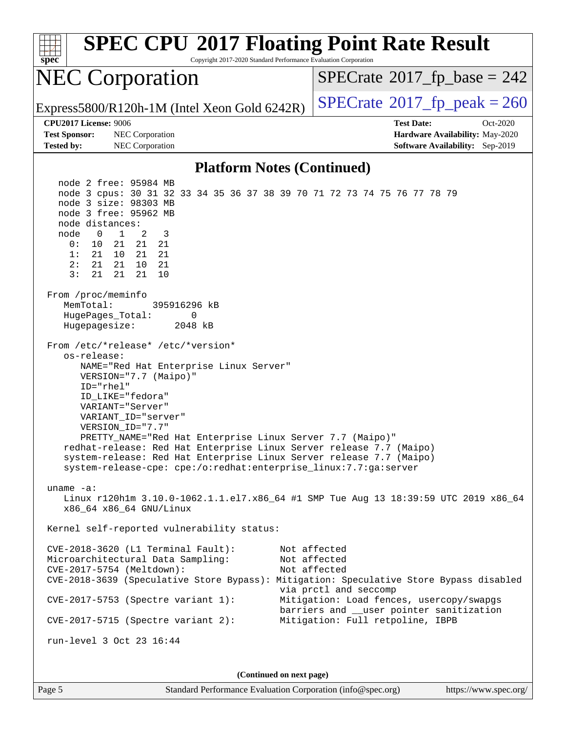## Platform Notes (Continued)

```
    node 2 free: 95984 MB
    node 3 cpus: 30 31 32 33 34 35 36 37 38 39 70 71 72 73 74 75 76 77 78 79
    node 3 size: 98303 MB
    node 3 free: 95962 MB
    node distances:
    node   0   1   2   3
      0:  10  21  21  21
      1:  21  10  21  21
      2:  21  21  10  21
      3:  21  21  21  10

 From /proc/meminfo
    MemTotal:       395916296 kB
    HugePages_Total:       0
    Hugepagesize:       2048 kB

 From /etc/*release* /etc/*version*
    os-release:
       NAME="Red Hat Enterprise Linux Server"
       VERSION="7.7 (Maipo)"
       ID="rhel"
       ID_LIKE="fedora"
       VARIANT="Server"
       VARIANT_ID="server"
       VERSION_ID="7.7"
       PRETTY_NAME="Red Hat Enterprise Linux Server 7.7 (Maipo)"
    redhat-release: Red Hat Enterprise Linux Server release 7.7 (Maipo)
    system-release: Red Hat Enterprise Linux Server release 7.7 (Maipo)
    system-release-cpe: cpe:/o:redhat:enterprise_linux:7.7:ga:server

 uname -a:
    Linux r120h1m 3.10.0-1062.1.1.el7.x86_64 #1 SMP Tue Aug 13 18:39:59 UTC 2019 x86_64
    x86_64 x86_64 GNU/Linux

 Kernel self-reported vulnerability status:

 CVE-2018-3620 (L1 Terminal Fault):        Not affected
 Microarchitectural Data Sampling:         Not affected
 CVE-2017-5754 (Meltdown):                 Not affected
 CVE-2018-3639 (Speculative Store Bypass): Mitigation: Speculative Store Bypass disabled
                                           via prctl and seccomp
 CVE-2017-5753 (Spectre variant 1):        Mitigation: Load fences, usercopy/swapgs
                                           barriers and __user pointer sanitization
 CVE-2017-5715 (Spectre variant 2):        Mitigation: Full retpoline, IBPB

 run-level 3 Oct 23 16:44
```

(Continued on next page)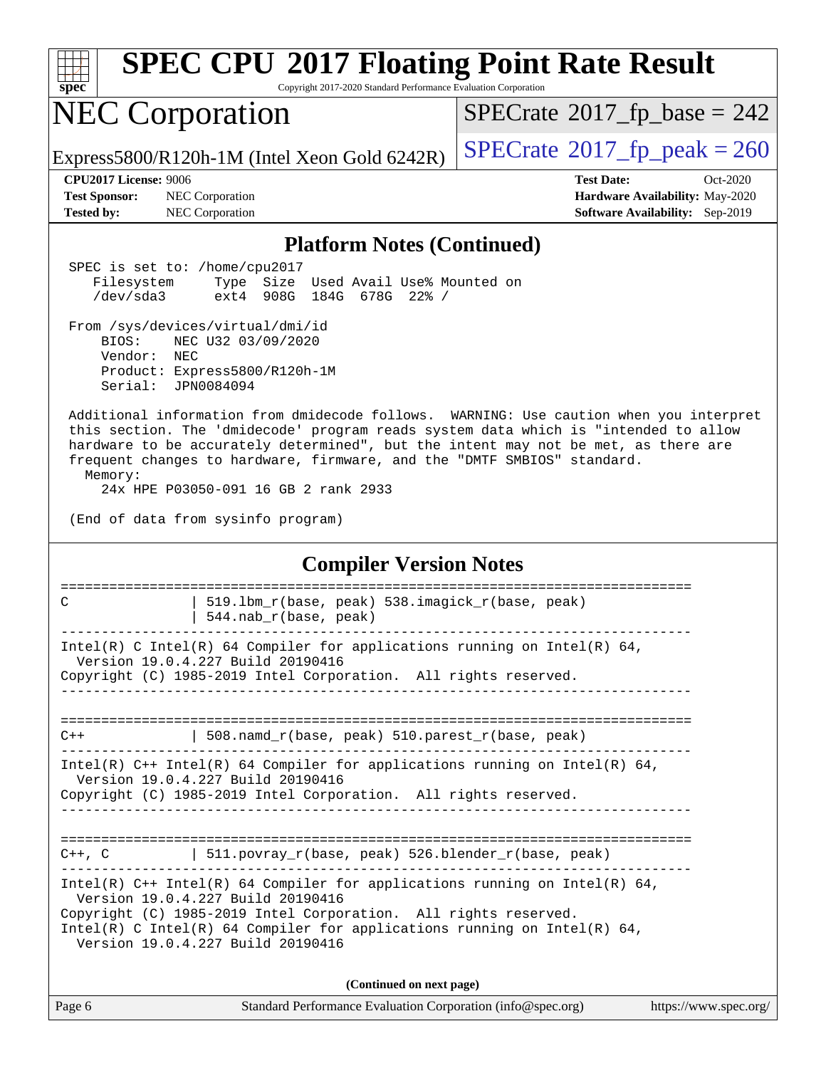# SPEC CPU 2017 Floating Point Rate Result

Copyright 2017-2020 Standard Performance Evaluation Corporation

## NEC Corporation

Express5800/R120h-1M (Intel Xeon Gold 6242R)

SPECrate 2017_fp_base = 242

SPECrate 2017_fp_peak = 260

**CPU2017 License:** 9006
**Test Sponsor:** NEC Corporation
**Tested by:** NEC Corporation

**Test Date:** Oct-2020
**Hardware Availability:** May-2020
**Software Availability:** Sep-2019

### Platform Notes (Continued)

```
 SPEC is set to: /home/cpu2017
    Filesystem     Type  Size  Used Avail Use% Mounted on
    /dev/sda3      ext4  908G  184G  678G  22% /

 From /sys/devices/virtual/dmi/id
     BIOS:    NEC U32 03/09/2020
     Vendor:  NEC
     Product: Express5800/R120h-1M
     Serial:  JPN0084094

 Additional information from dmidecode follows.  WARNING: Use caution when you interpret
 this section. The 'dmidecode' program reads system data which is "intended to allow
 hardware to be accurately determined", but the intent may not be met, as there are
 frequent changes to hardware, firmware, and the "DMTF SMBIOS" standard.
   Memory:
      24x HPE P03050-091 16 GB 2 rank 2933

 (End of data from sysinfo program)
```

### Compiler Version Notes

```
==============================================================================
C               | 519.lbm_r(base, peak) 538.imagick_r(base, peak)
                | 544.nab_r(base, peak)
------------------------------------------------------------------------------
Intel(R) C Intel(R) 64 Compiler for applications running on Intel(R) 64,
  Version 19.0.4.227 Build 20190416
Copyright (C) 1985-2019 Intel Corporation.  All rights reserved.
------------------------------------------------------------------------------

==============================================================================
C++             | 508.namd_r(base, peak) 510.parest_r(base, peak)
------------------------------------------------------------------------------
Intel(R) C++ Intel(R) 64 Compiler for applications running on Intel(R) 64,
  Version 19.0.4.227 Build 20190416
Copyright (C) 1985-2019 Intel Corporation.  All rights reserved.
------------------------------------------------------------------------------

==============================================================================
C++, C          | 511.povray_r(base, peak) 526.blender_r(base, peak)
------------------------------------------------------------------------------
Intel(R) C++ Intel(R) 64 Compiler for applications running on Intel(R) 64,
  Version 19.0.4.227 Build 20190416
Copyright (C) 1985-2019 Intel Corporation.  All rights reserved.
Intel(R) C Intel(R) 64 Compiler for applications running on Intel(R) 64,
  Version 19.0.4.227 Build 20190416
```

(Continued on next page)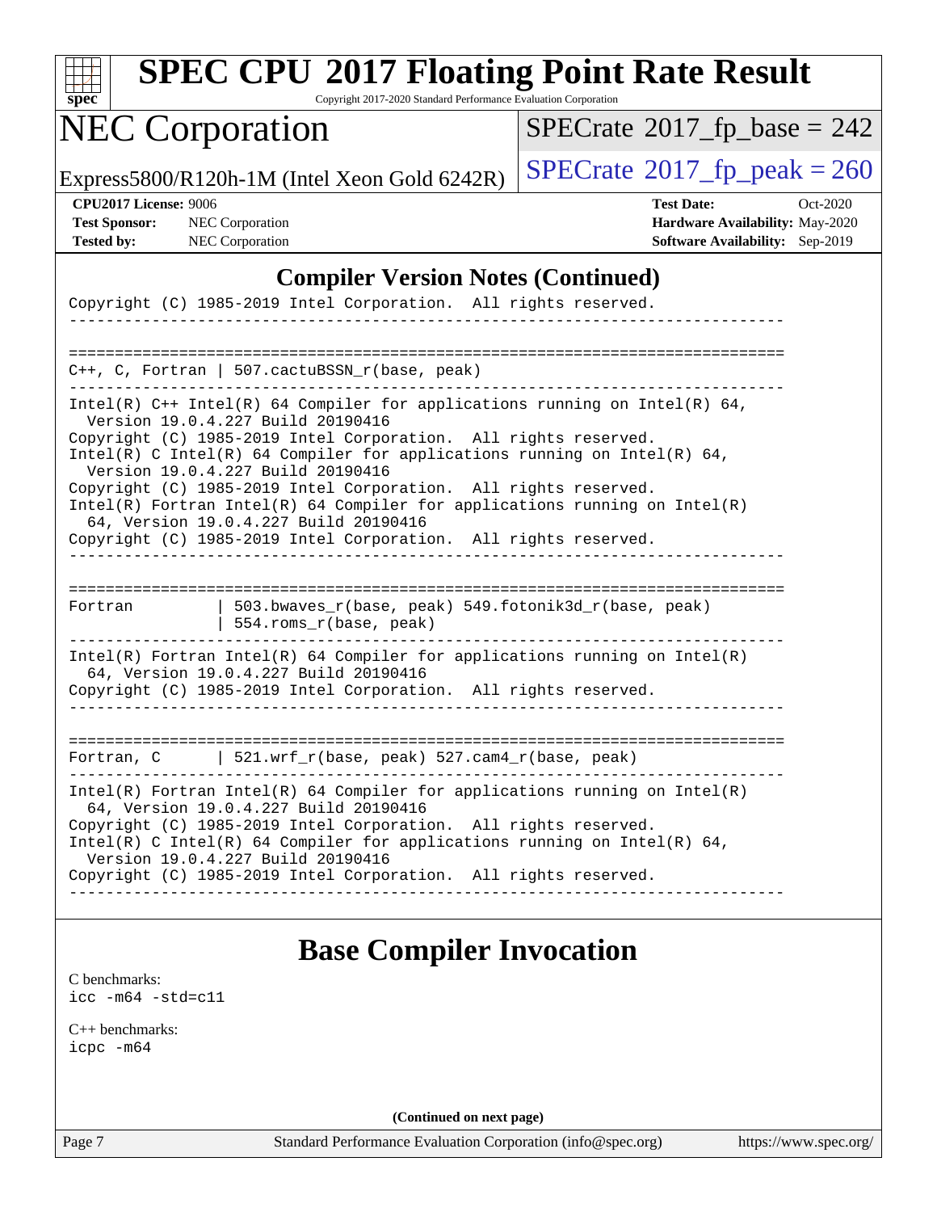## Compiler Version Notes (Continued)

```
Copyright (C) 1985-2019 Intel Corporation.  All rights reserved.
------------------------------------------------------------------------------

==============================================================================
C++, C, Fortran | 507.cactuBSSN_r(base, peak)
------------------------------------------------------------------------------
Intel(R) C++ Intel(R) 64 Compiler for applications running on Intel(R) 64,
  Version 19.0.4.227 Build 20190416
Copyright (C) 1985-2019 Intel Corporation.  All rights reserved.
Intel(R) C Intel(R) 64 Compiler for applications running on Intel(R) 64,
  Version 19.0.4.227 Build 20190416
Copyright (C) 1985-2019 Intel Corporation.  All rights reserved.
Intel(R) Fortran Intel(R) 64 Compiler for applications running on Intel(R)
  64, Version 19.0.4.227 Build 20190416
Copyright (C) 1985-2019 Intel Corporation.  All rights reserved.
------------------------------------------------------------------------------

==============================================================================
Fortran         | 503.bwaves_r(base, peak) 549.fotonik3d_r(base, peak)
                | 554.roms_r(base, peak)
------------------------------------------------------------------------------
Intel(R) Fortran Intel(R) 64 Compiler for applications running on Intel(R)
  64, Version 19.0.4.227 Build 20190416
Copyright (C) 1985-2019 Intel Corporation.  All rights reserved.
------------------------------------------------------------------------------

==============================================================================
Fortran, C      | 521.wrf_r(base, peak) 527.cam4_r(base, peak)
------------------------------------------------------------------------------
Intel(R) Fortran Intel(R) 64 Compiler for applications running on Intel(R)
  64, Version 19.0.4.227 Build 20190416
Copyright (C) 1985-2019 Intel Corporation.  All rights reserved.
Intel(R) C Intel(R) 64 Compiler for applications running on Intel(R) 64,
  Version 19.0.4.227 Build 20190416
Copyright (C) 1985-2019 Intel Corporation.  All rights reserved.
------------------------------------------------------------------------------
```

## Base Compiler Invocation

C benchmarks:
`icc -m64 -std=c11`

C++ benchmarks:
`icpc -m64`

(Continued on next page)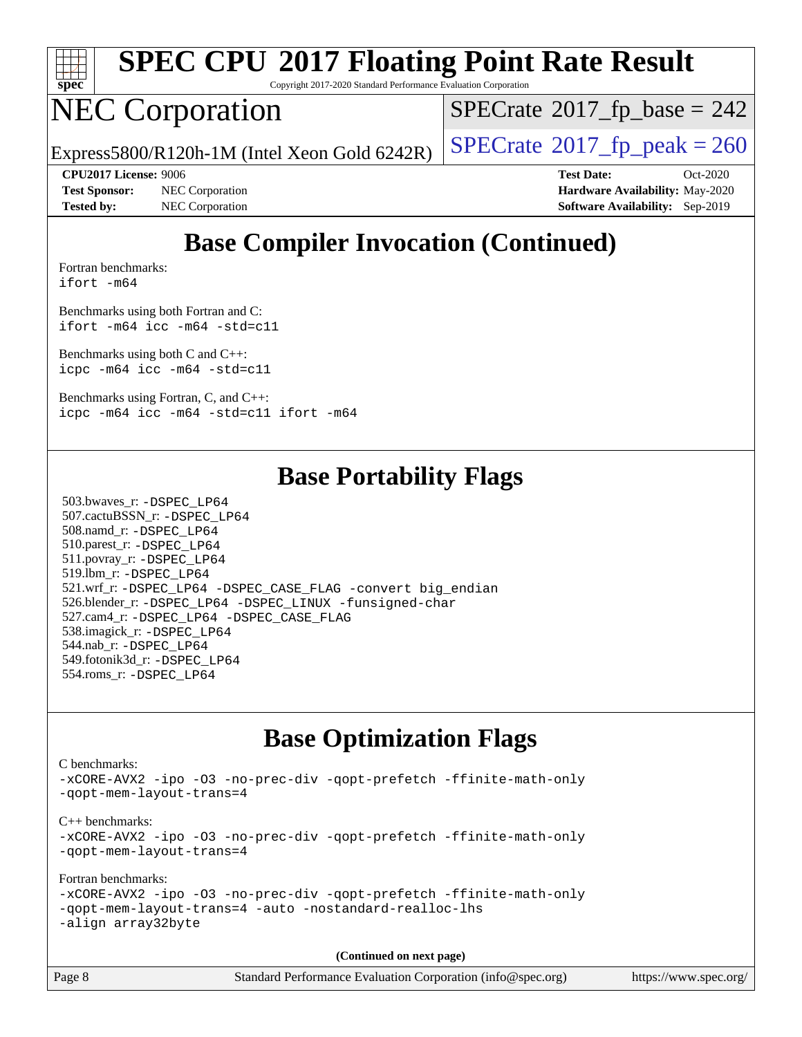# SPEC CPU 2017 Floating Point Rate Result

Copyright 2017-2020 Standard Performance Evaluation Corporation

# NEC Corporation

Express5800/R120h-1M (Intel Xeon Gold 6242R)

SPECrate 2017_fp_base = 242

SPECrate 2017_fp_peak = 260

**CPU2017 License:** 9006
**Test Sponsor:** NEC Corporation
**Tested by:** NEC Corporation

**Test Date:** Oct-2020
**Hardware Availability:** May-2020
**Software Availability:** Sep-2019

## Base Compiler Invocation (Continued)

Fortran benchmarks:
`ifort -m64`

Benchmarks using both Fortran and C:
`ifort -m64 icc -m64 -std=c11`

Benchmarks using both C and C++:
`icpc -m64 icc -m64 -std=c11`

Benchmarks using Fortran, C, and C++:
`icpc -m64 icc -m64 -std=c11 ifort -m64`

## Base Portability Flags

503.bwaves_r: `-DSPEC_LP64`
507.cactuBSSN_r: `-DSPEC_LP64`
508.namd_r: `-DSPEC_LP64`
510.parest_r: `-DSPEC_LP64`
511.povray_r: `-DSPEC_LP64`
519.lbm_r: `-DSPEC_LP64`
521.wrf_r: `-DSPEC_LP64 -DSPEC_CASE_FLAG -convert big_endian`
526.blender_r: `-DSPEC_LP64 -DSPEC_LINUX -funsigned-char`
527.cam4_r: `-DSPEC_LP64 -DSPEC_CASE_FLAG`
538.imagick_r: `-DSPEC_LP64`
544.nab_r: `-DSPEC_LP64`
549.fotonik3d_r: `-DSPEC_LP64`
554.roms_r: `-DSPEC_LP64`

## Base Optimization Flags

C benchmarks:
`-xCORE-AVX2 -ipo -O3 -no-prec-div -qopt-prefetch -ffinite-math-only -qopt-mem-layout-trans=4`

C++ benchmarks:
`-xCORE-AVX2 -ipo -O3 -no-prec-div -qopt-prefetch -ffinite-math-only -qopt-mem-layout-trans=4`

Fortran benchmarks:
`-xCORE-AVX2 -ipo -O3 -no-prec-div -qopt-prefetch -ffinite-math-only -qopt-mem-layout-trans=4 -auto -nostandard-realloc-lhs -align array32byte`

**(Continued on next page)**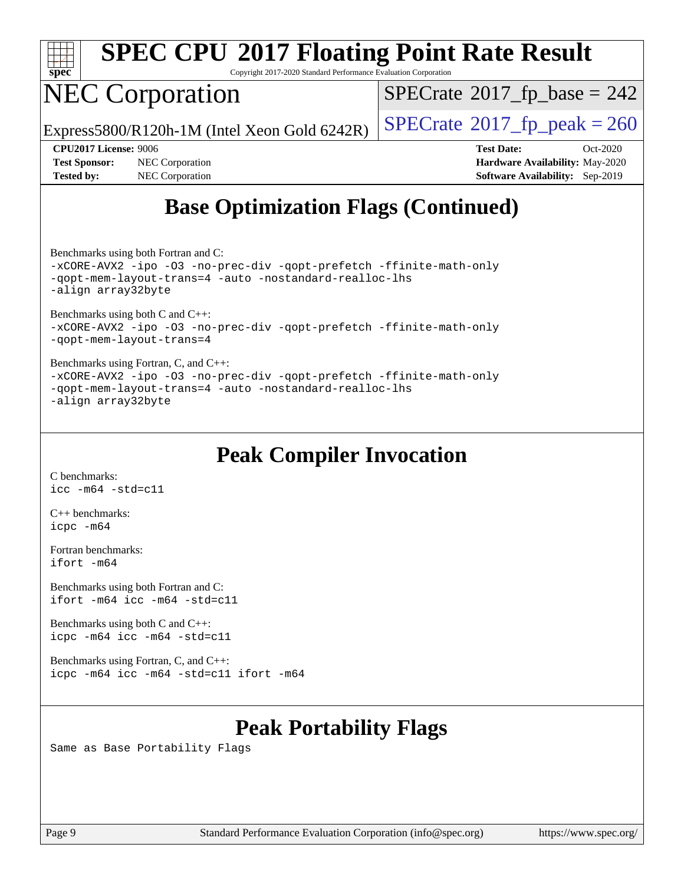# Base Optimization Flags (Continued)

Benchmarks using both Fortran and C:

```
-xCORE-AVX2 -ipo -O3 -no-prec-div -qopt-prefetch -ffinite-math-only
-qopt-mem-layout-trans=4 -auto -nostandard-realloc-lhs
-align array32byte
```

Benchmarks using both C and C++:

```
-xCORE-AVX2 -ipo -O3 -no-prec-div -qopt-prefetch -ffinite-math-only
-qopt-mem-layout-trans=4
```

Benchmarks using Fortran, C, and C++:

```
-xCORE-AVX2 -ipo -O3 -no-prec-div -qopt-prefetch -ffinite-math-only
-qopt-mem-layout-trans=4 -auto -nostandard-realloc-lhs
-align array32byte
```

# Peak Compiler Invocation

C benchmarks:

```
icc -m64 -std=c11
```

C++ benchmarks:

```
icpc -m64
```

Fortran benchmarks:

```
ifort -m64
```

Benchmarks using both Fortran and C:

```
ifort -m64 icc -m64 -std=c11
```

Benchmarks using both C and C++:

```
icpc -m64 icc -m64 -std=c11
```

Benchmarks using Fortran, C, and C++:

```
icpc -m64 icc -m64 -std=c11 ifort -m64
```

# Peak Portability Flags

Same as Base Portability Flags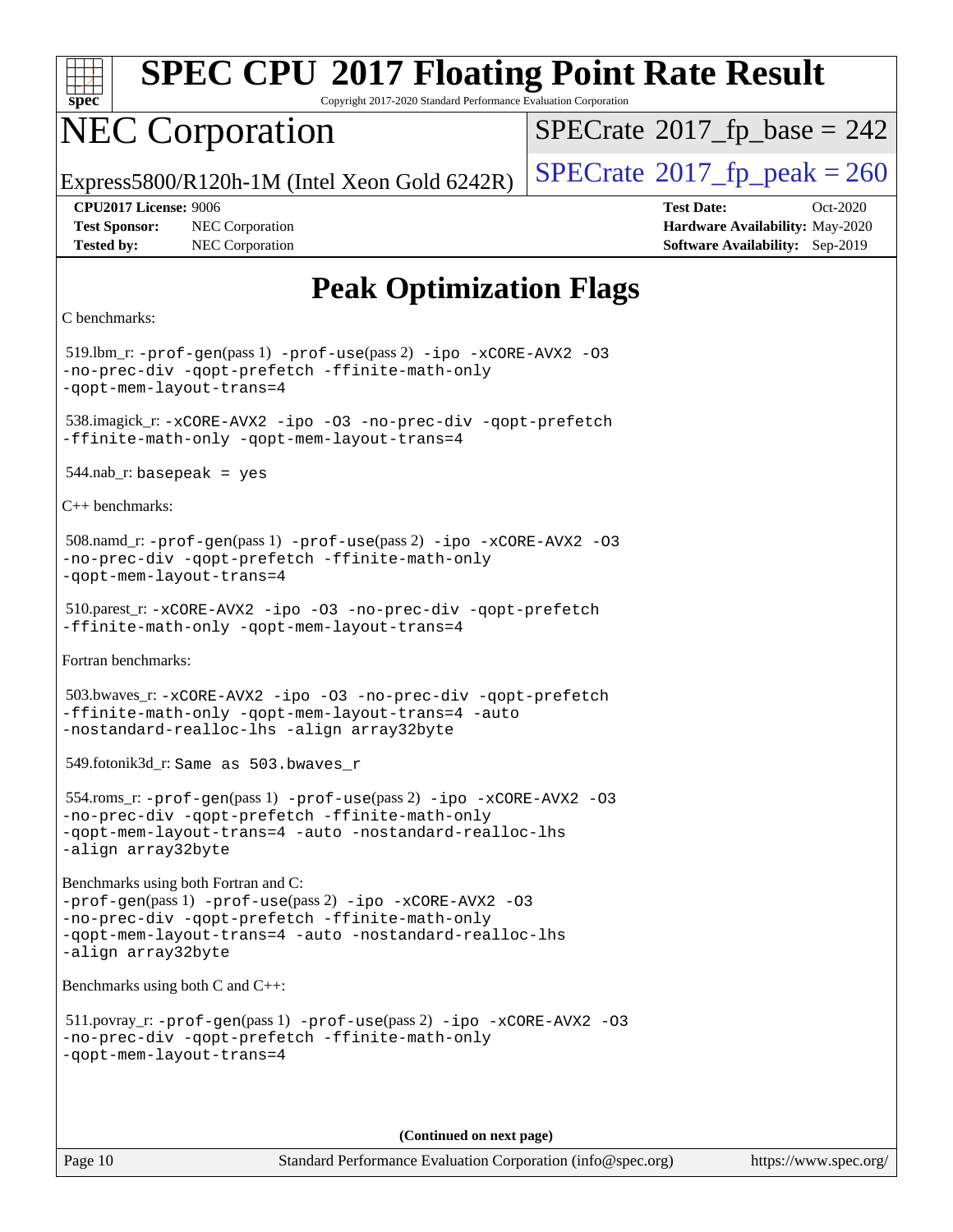# Peak Optimization Flags

C benchmarks:

519.lbm_r: `-prof-gen`(pass 1) `-prof-use`(pass 2) `-ipo -xCORE-AVX2 -O3 -no-prec-div -qopt-prefetch -ffinite-math-only -qopt-mem-layout-trans=4`

538.imagick_r: `-xCORE-AVX2 -ipo -O3 -no-prec-div -qopt-prefetch -ffinite-math-only -qopt-mem-layout-trans=4`

544.nab_r: `basepeak = yes`

C++ benchmarks:

508.namd_r: `-prof-gen`(pass 1) `-prof-use`(pass 2) `-ipo -xCORE-AVX2 -O3 -no-prec-div -qopt-prefetch -ffinite-math-only -qopt-mem-layout-trans=4`

510.parest_r: `-xCORE-AVX2 -ipo -O3 -no-prec-div -qopt-prefetch -ffinite-math-only -qopt-mem-layout-trans=4`

Fortran benchmarks:

503.bwaves_r: `-xCORE-AVX2 -ipo -O3 -no-prec-div -qopt-prefetch -ffinite-math-only -qopt-mem-layout-trans=4 -auto -nostandard-realloc-lhs -align array32byte`

549.fotonik3d_r: `Same as 503.bwaves_r`

554.roms_r: `-prof-gen`(pass 1) `-prof-use`(pass 2) `-ipo -xCORE-AVX2 -O3 -no-prec-div -qopt-prefetch -ffinite-math-only -qopt-mem-layout-trans=4 -auto -nostandard-realloc-lhs -align array32byte`

Benchmarks using both Fortran and C:

`-prof-gen`(pass 1) `-prof-use`(pass 2) `-ipo -xCORE-AVX2 -O3 -no-prec-div -qopt-prefetch -ffinite-math-only -qopt-mem-layout-trans=4 -auto -nostandard-realloc-lhs -align array32byte`

Benchmarks using both C and C++:

511.povray_r: `-prof-gen`(pass 1) `-prof-use`(pass 2) `-ipo -xCORE-AVX2 -O3 -no-prec-div -qopt-prefetch -ffinite-math-only -qopt-mem-layout-trans=4`

**(Continued on next page)**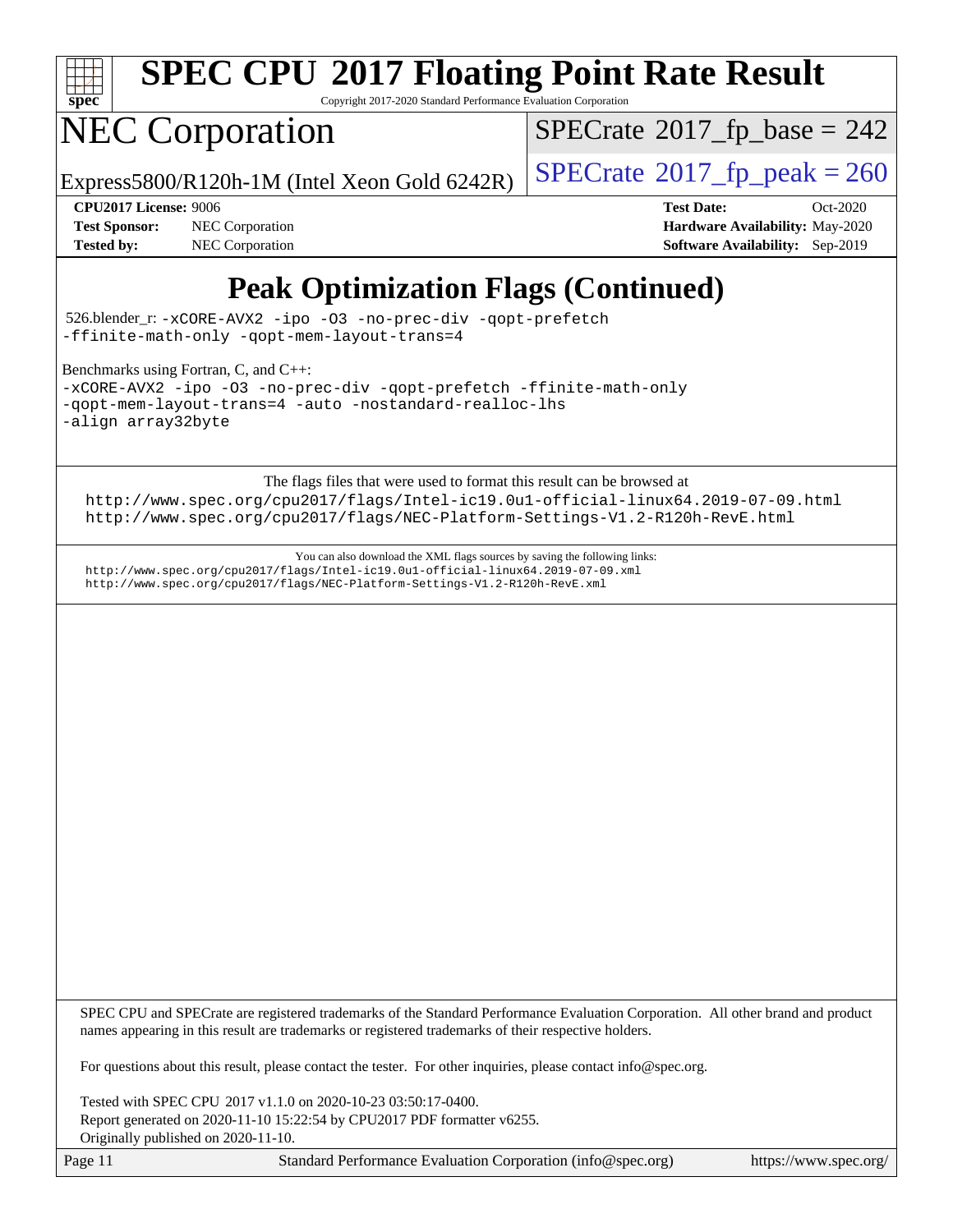# SPEC CPU 2017 Floating Point Rate Result

Copyright 2017-2020 Standard Performance Evaluation Corporation

# NEC Corporation

Express5800/R120h-1M (Intel Xeon Gold 6242R)

SPECrate 2017_fp_base = 242

SPECrate 2017_fp_peak = 260

**CPU2017 License:** 9006
**Test Sponsor:** NEC Corporation
**Tested by:** NEC Corporation

**Test Date:** Oct-2020
**Hardware Availability:** May-2020
**Software Availability:** Sep-2019

## Peak Optimization Flags (Continued)

526.blender_r: -xCORE-AVX2 -ipo -O3 -no-prec-div -qopt-prefetch -ffinite-math-only -qopt-mem-layout-trans=4

Benchmarks using Fortran, C, and C++:
-xCORE-AVX2 -ipo -O3 -no-prec-div -qopt-prefetch -ffinite-math-only -qopt-mem-layout-trans=4 -auto -nostandard-realloc-lhs -align array32byte

The flags files that were used to format this result can be browsed at
http://www.spec.org/cpu2017/flags/Intel-ic19.0u1-official-linux64.2019-07-09.html
http://www.spec.org/cpu2017/flags/NEC-Platform-Settings-V1.2-R120h-RevE.html

You can also download the XML flags sources by saving the following links:
http://www.spec.org/cpu2017/flags/Intel-ic19.0u1-official-linux64.2019-07-09.xml
http://www.spec.org/cpu2017/flags/NEC-Platform-Settings-V1.2-R120h-RevE.xml

SPEC CPU and SPECrate are registered trademarks of the Standard Performance Evaluation Corporation. All other brand and product names appearing in this result are trademarks or registered trademarks of their respective holders.

For questions about this result, please contact the tester. For other inquiries, please contact info@spec.org.

Tested with SPEC CPU 2017 v1.1.0 on 2020-10-23 03:50:17-0400.
Report generated on 2020-11-10 15:22:54 by CPU2017 PDF formatter v6255.
Originally published on 2020-11-10.